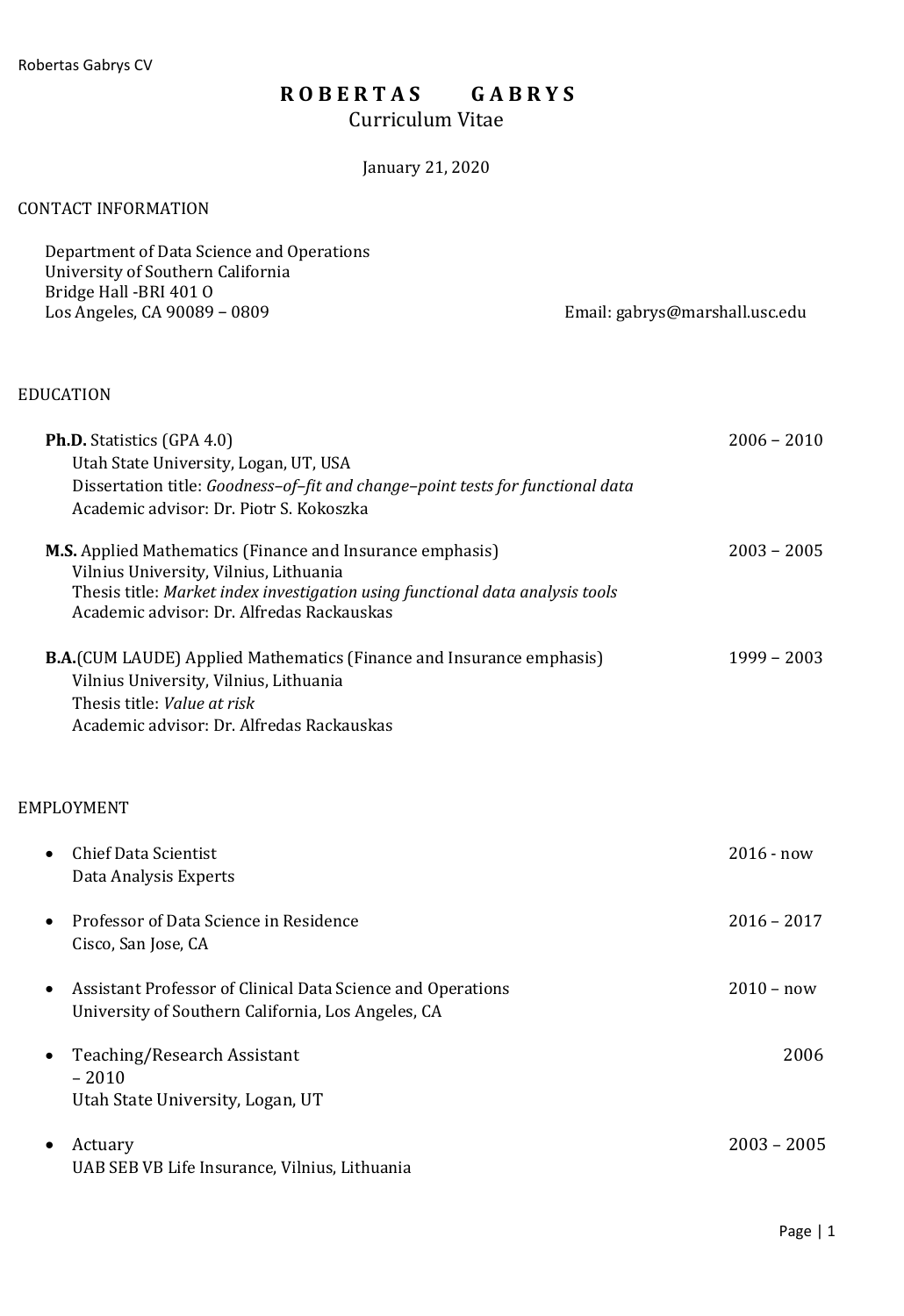# R O B E R T A S  G A B R Y S
## Curriculum Vitae

January 21, 2020

## CONTACT INFORMATION

Department of Data Science and Operations
University of Southern California
Bridge Hall -BRI 401 O
Los Angeles, CA 90089 – 0809

Email: gabrys@marshall.usc.edu

## EDUCATION

**Ph.D.** Statistics (GPA 4.0) 2006 – 2010
Utah State University, Logan, UT, USA
Dissertation title: *Goodness–of–fit and change–point tests for functional data*
Academic advisor: Dr. Piotr S. Kokoszka

**M.S.** Applied Mathematics (Finance and Insurance emphasis) 2003 – 2005
Vilnius University, Vilnius, Lithuania
Thesis title: *Market index investigation using functional data analysis tools*
Academic advisor: Dr. Alfredas Rackauskas

**B.A.**(CUM LAUDE) Applied Mathematics (Finance and Insurance emphasis) 1999 – 2003
Vilnius University, Vilnius, Lithuania
Thesis title: *Value at risk*
Academic advisor: Dr. Alfredas Rackauskas

## EMPLOYMENT

- Chief Data Scientist 2016 - now
  Data Analysis Experts
- Professor of Data Science in Residence 2016 – 2017
  Cisco, San Jose, CA
- Assistant Professor of Clinical Data Science and Operations 2010 – now
  University of Southern California, Los Angeles, CA
- Teaching/Research Assistant 2006 – 2010
  Utah State University, Logan, UT
- Actuary 2003 – 2005
  UAB SEB VB Life Insurance, Vilnius, Lithuania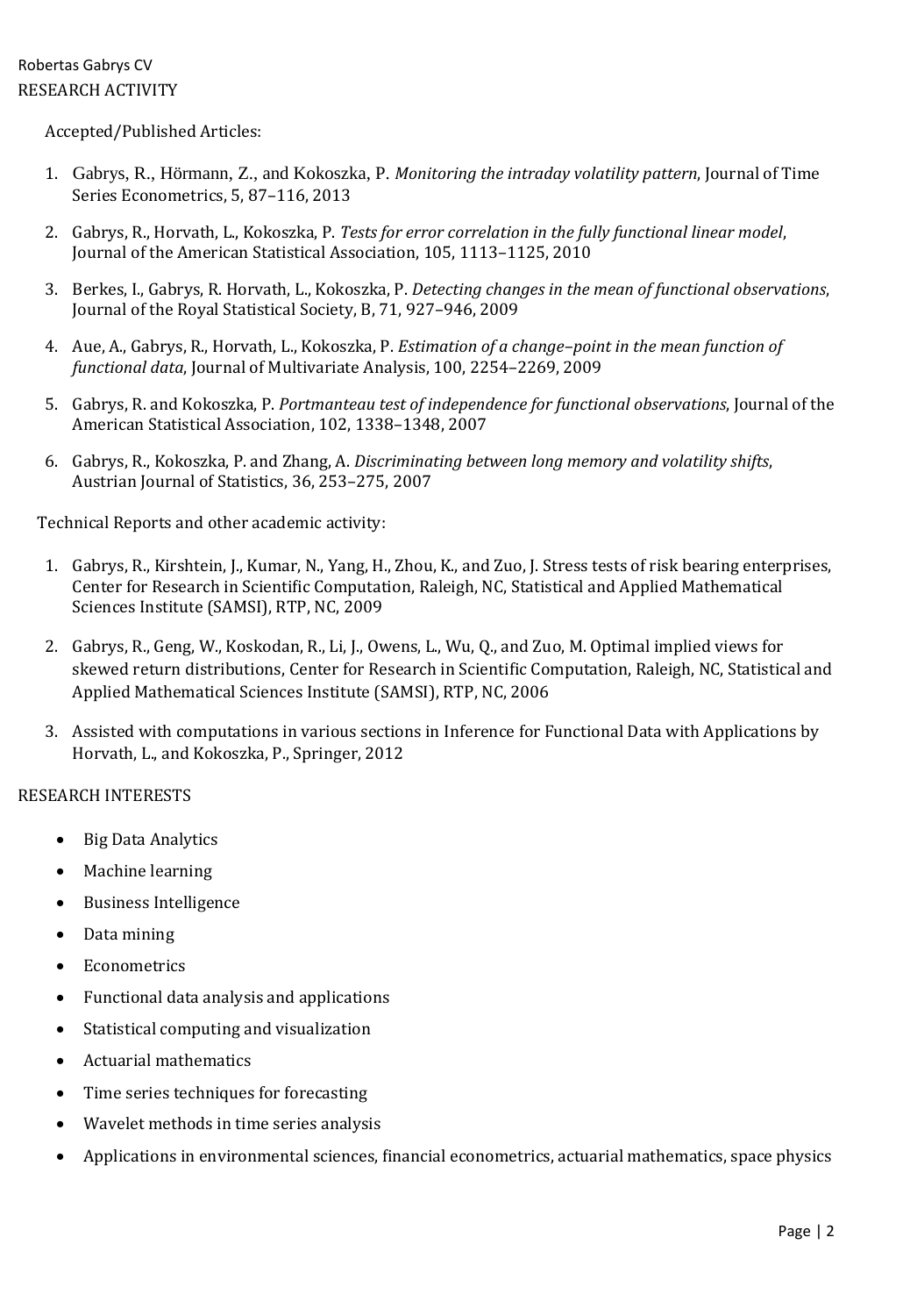## RESEARCH ACTIVITY

Accepted/Published Articles:

1. Gabrys, R., Hörmann, Z., and Kokoszka, P. *Monitoring the intraday volatility pattern*, Journal of Time Series Econometrics, 5, 87–116, 2013

2. Gabrys, R., Horvath, L., Kokoszka, P. *Tests for error correlation in the fully functional linear model*, Journal of the American Statistical Association, 105, 1113–1125, 2010

3. Berkes, I., Gabrys, R. Horvath, L., Kokoszka, P. *Detecting changes in the mean of functional observations*, Journal of the Royal Statistical Society, B, 71, 927–946, 2009

4. Aue, A., Gabrys, R., Horvath, L., Kokoszka, P. *Estimation of a change–point in the mean function of functional data*, Journal of Multivariate Analysis, 100, 2254–2269, 2009

5. Gabrys, R. and Kokoszka, P. *Portmanteau test of independence for functional observations*, Journal of the American Statistical Association, 102, 1338–1348, 2007

6. Gabrys, R., Kokoszka, P. and Zhang, A. *Discriminating between long memory and volatility shifts*, Austrian Journal of Statistics, 36, 253–275, 2007

Technical Reports and other academic activity:

1. Gabrys, R., Kirshtein, J., Kumar, N., Yang, H., Zhou, K., and Zuo, J. Stress tests of risk bearing enterprises, Center for Research in Scientific Computation, Raleigh, NC, Statistical and Applied Mathematical Sciences Institute (SAMSI), RTP, NC, 2009

2. Gabrys, R., Geng, W., Koskodan, R., Li, J., Owens, L., Wu, Q., and Zuo, M. Optimal implied views for skewed return distributions, Center for Research in Scientific Computation, Raleigh, NC, Statistical and Applied Mathematical Sciences Institute (SAMSI), RTP, NC, 2006

3. Assisted with computations in various sections in Inference for Functional Data with Applications by Horvath, L., and Kokoszka, P., Springer, 2012

## RESEARCH INTERESTS

- Big Data Analytics
- Machine learning
- Business Intelligence
- Data mining
- Econometrics
- Functional data analysis and applications
- Statistical computing and visualization
- Actuarial mathematics
- Time series techniques for forecasting
- Wavelet methods in time series analysis
- Applications in environmental sciences, financial econometrics, actuarial mathematics, space physics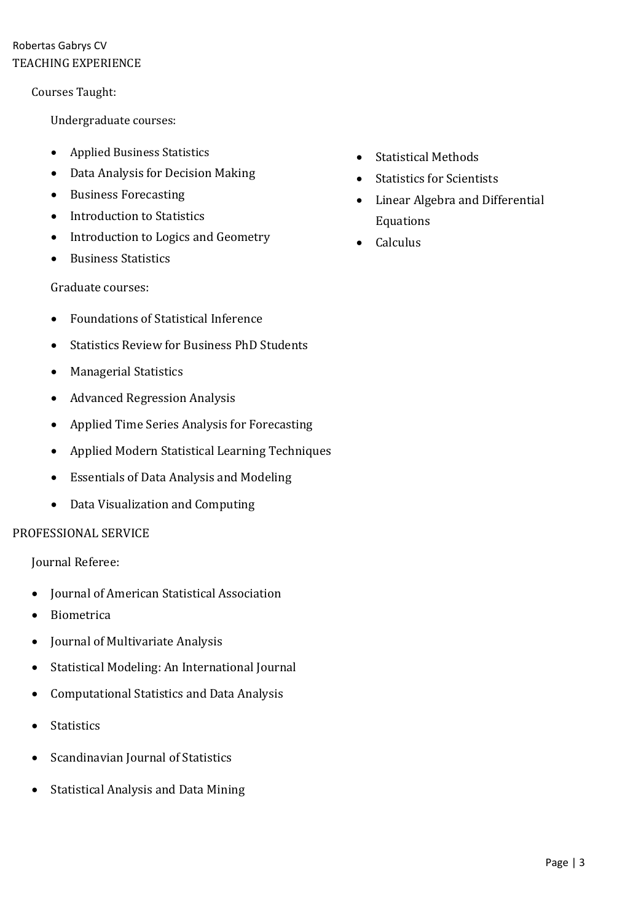## TEACHING EXPERIENCE

### Courses Taught:

Undergraduate courses:

- Applied Business Statistics
- Data Analysis for Decision Making
- Business Forecasting
- Introduction to Statistics
- Introduction to Logics and Geometry
- Business Statistics
- Statistical Methods
- Statistics for Scientists
- Linear Algebra and Differential Equations
- Calculus

Graduate courses:

- Foundations of Statistical Inference
- Statistics Review for Business PhD Students
- Managerial Statistics
- Advanced Regression Analysis
- Applied Time Series Analysis for Forecasting
- Applied Modern Statistical Learning Techniques
- Essentials of Data Analysis and Modeling
- Data Visualization and Computing

## PROFESSIONAL SERVICE

### Journal Referee:

- Journal of American Statistical Association
- Biometrica
- Journal of Multivariate Analysis
- Statistical Modeling: An International Journal
- Computational Statistics and Data Analysis
- Statistics
- Scandinavian Journal of Statistics
- Statistical Analysis and Data Mining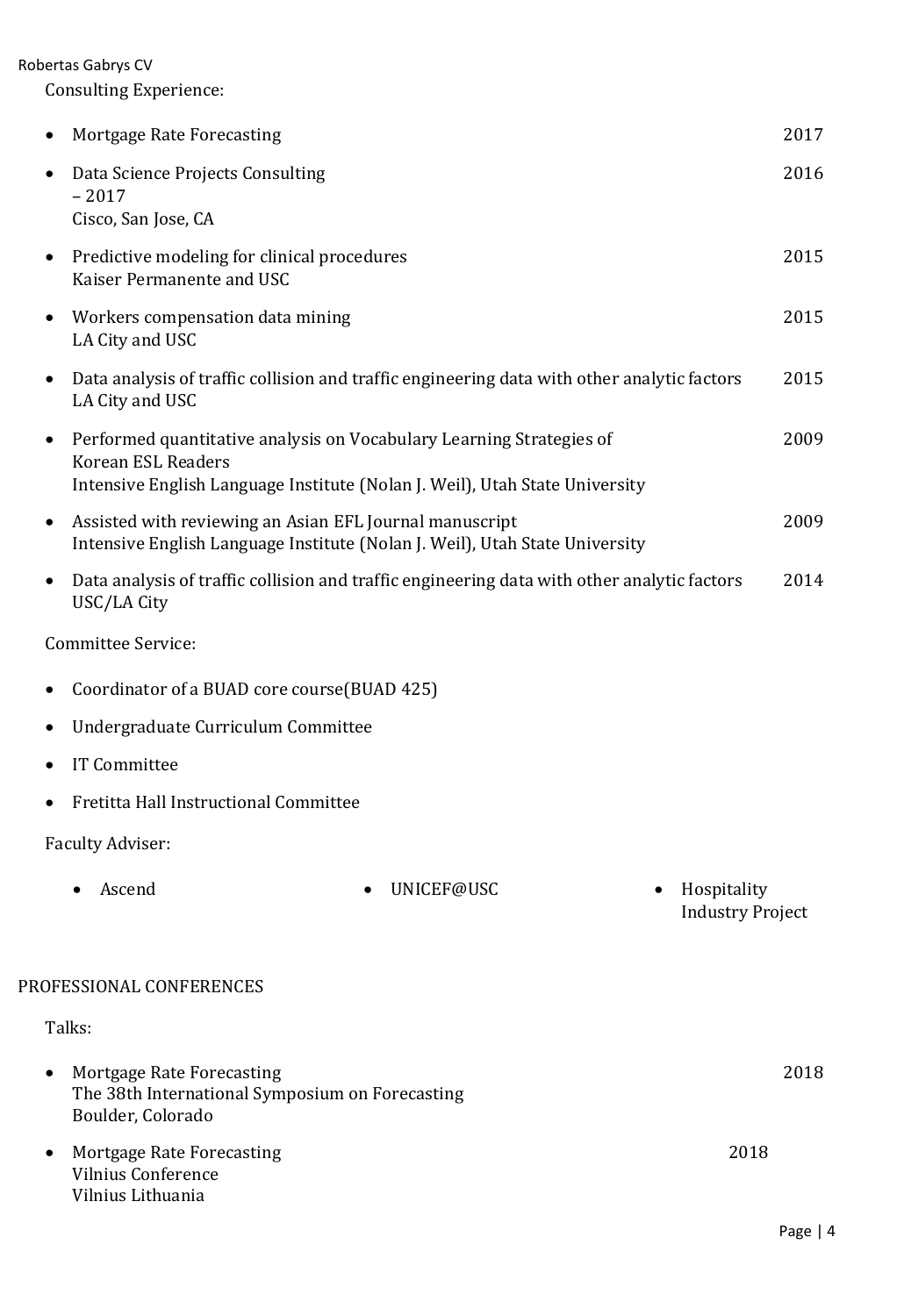Consulting Experience:

- Mortgage Rate Forecasting 2017
- Data Science Projects Consulting 2016 – 2017
  Cisco, San Jose, CA
- Predictive modeling for clinical procedures 2015
  Kaiser Permanente and USC
- Workers compensation data mining 2015
  LA City and USC
- Data analysis of traffic collision and traffic engineering data with other analytic factors 2015
  LA City and USC
- Performed quantitative analysis on Vocabulary Learning Strategies of Korean ESL Readers 2009
  Intensive English Language Institute (Nolan J. Weil), Utah State University
- Assisted with reviewing an Asian EFL Journal manuscript 2009
  Intensive English Language Institute (Nolan J. Weil), Utah State University
- Data analysis of traffic collision and traffic engineering data with other analytic factors 2014
  USC/LA City

Committee Service:

- Coordinator of a BUAD core course(BUAD 425)
- Undergraduate Curriculum Committee
- IT Committee
- Fretitta Hall Instructional Committee

Faculty Adviser:

- Ascend
- UNICEF@USC
- Hospitality Industry Project

## PROFESSIONAL CONFERENCES

Talks:

- Mortgage Rate Forecasting 2018
  The 38th International Symposium on Forecasting
  Boulder, Colorado
- Mortgage Rate Forecasting 2018
  Vilnius Conference
  Vilnius Lithuania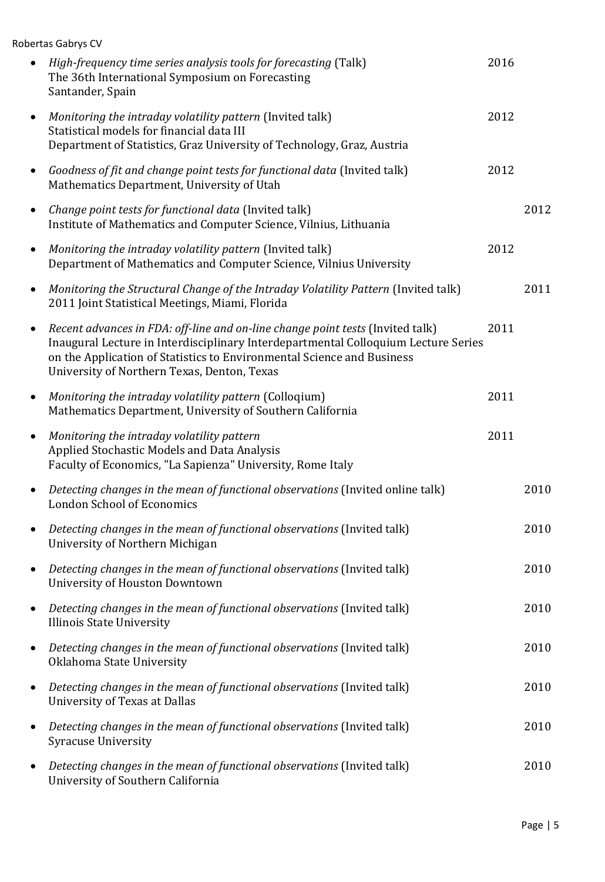- *High-frequency time series analysis tools for forecasting* (Talk) 2016
  The 36th International Symposium on Forecasting
  Santander, Spain

- *Monitoring the intraday volatility pattern* (Invited talk) 2012
  Statistical models for financial data III
  Department of Statistics, Graz University of Technology, Graz, Austria

- *Goodness of fit and change point tests for functional data* (Invited talk) 2012
  Mathematics Department, University of Utah

- *Change point tests for functional data* (Invited talk) 2012
  Institute of Mathematics and Computer Science, Vilnius, Lithuania

- *Monitoring the intraday volatility pattern* (Invited talk) 2012
  Department of Mathematics and Computer Science, Vilnius University

- *Monitoring the Structural Change of the Intraday Volatility Pattern* (Invited talk) 2011
  2011 Joint Statistical Meetings, Miami, Florida

- *Recent advances in FDA: off-line and on-line change point tests* (Invited talk) 2011
  Inaugural Lecture in Interdisciplinary Interdepartmental Colloquium Lecture Series on the Application of Statistics to Environmental Science and Business
  University of Northern Texas, Denton, Texas

- *Monitoring the intraday volatility pattern* (Colloqium) 2011
  Mathematics Department, University of Southern California

- *Monitoring the intraday volatility pattern* 2011
  Applied Stochastic Models and Data Analysis
  Faculty of Economics, "La Sapienza" University, Rome Italy

- *Detecting changes in the mean of functional observations* (Invited online talk) 2010
  London School of Economics

- *Detecting changes in the mean of functional observations* (Invited talk) 2010
  University of Northern Michigan

- *Detecting changes in the mean of functional observations* (Invited talk) 2010
  University of Houston Downtown

- *Detecting changes in the mean of functional observations* (Invited talk) 2010
  Illinois State University

- *Detecting changes in the mean of functional observations* (Invited talk) 2010
  Oklahoma State University

- *Detecting changes in the mean of functional observations* (Invited talk) 2010
  University of Texas at Dallas

- *Detecting changes in the mean of functional observations* (Invited talk) 2010
  Syracuse University

- *Detecting changes in the mean of functional observations* (Invited talk) 2010
  University of Southern California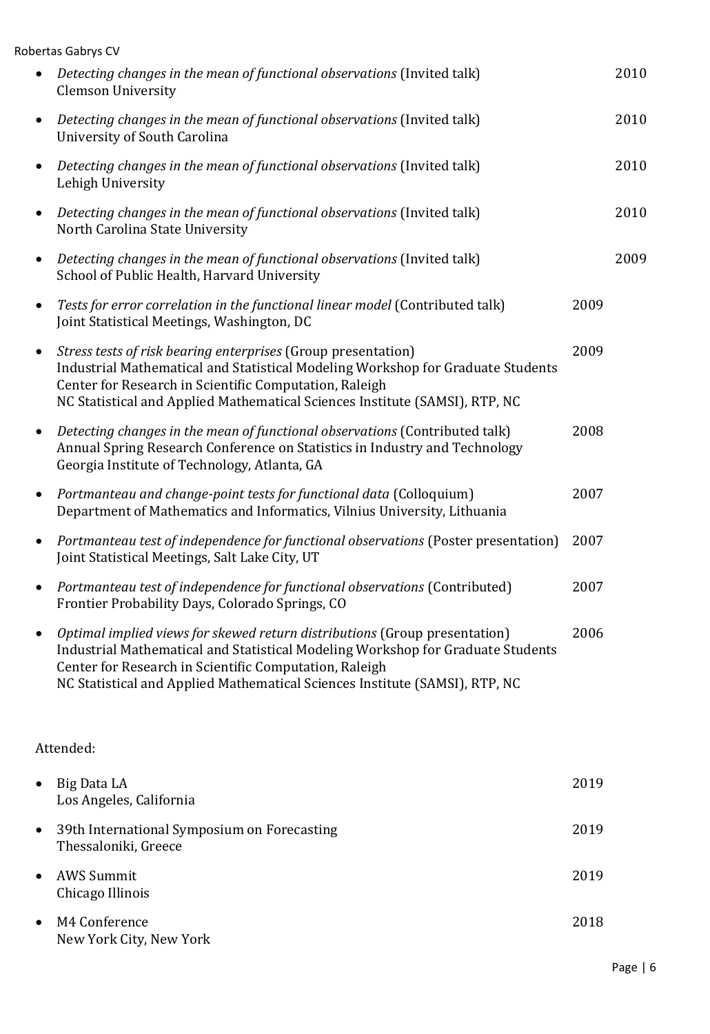- *Detecting changes in the mean of functional observations* (Invited talk) 2010
  Clemson University

- *Detecting changes in the mean of functional observations* (Invited talk) 2010
  University of South Carolina

- *Detecting changes in the mean of functional observations* (Invited talk) 2010
  Lehigh University

- *Detecting changes in the mean of functional observations* (Invited talk) 2010
  North Carolina State University

- *Detecting changes in the mean of functional observations* (Invited talk) 2009
  School of Public Health, Harvard University

- *Tests for error correlation in the functional linear model* (Contributed talk) 2009
  Joint Statistical Meetings, Washington, DC

- *Stress tests of risk bearing enterprises* (Group presentation) 2009
  Industrial Mathematical and Statistical Modeling Workshop for Graduate Students
  Center for Research in Scientific Computation, Raleigh
  NC Statistical and Applied Mathematical Sciences Institute (SAMSI), RTP, NC

- *Detecting changes in the mean of functional observations* (Contributed talk) 2008
  Annual Spring Research Conference on Statistics in Industry and Technology
  Georgia Institute of Technology, Atlanta, GA

- *Portmanteau and change-point tests for functional data* (Colloquium) 2007
  Department of Mathematics and Informatics, Vilnius University, Lithuania

- *Portmanteau test of independence for functional observations* (Poster presentation) 2007
  Joint Statistical Meetings, Salt Lake City, UT

- *Portmanteau test of independence for functional observations* (Contributed) 2007
  Frontier Probability Days, Colorado Springs, CO

- *Optimal implied views for skewed return distributions* (Group presentation) 2006
  Industrial Mathematical and Statistical Modeling Workshop for Graduate Students
  Center for Research in Scientific Computation, Raleigh
  NC Statistical and Applied Mathematical Sciences Institute (SAMSI), RTP, NC

Attended:

- Big Data LA 2019
  Los Angeles, California

- 39th International Symposium on Forecasting 2019
  Thessaloniki, Greece

- AWS Summit 2019
  Chicago Illinois

- M4 Conference 2018
  New York City, New York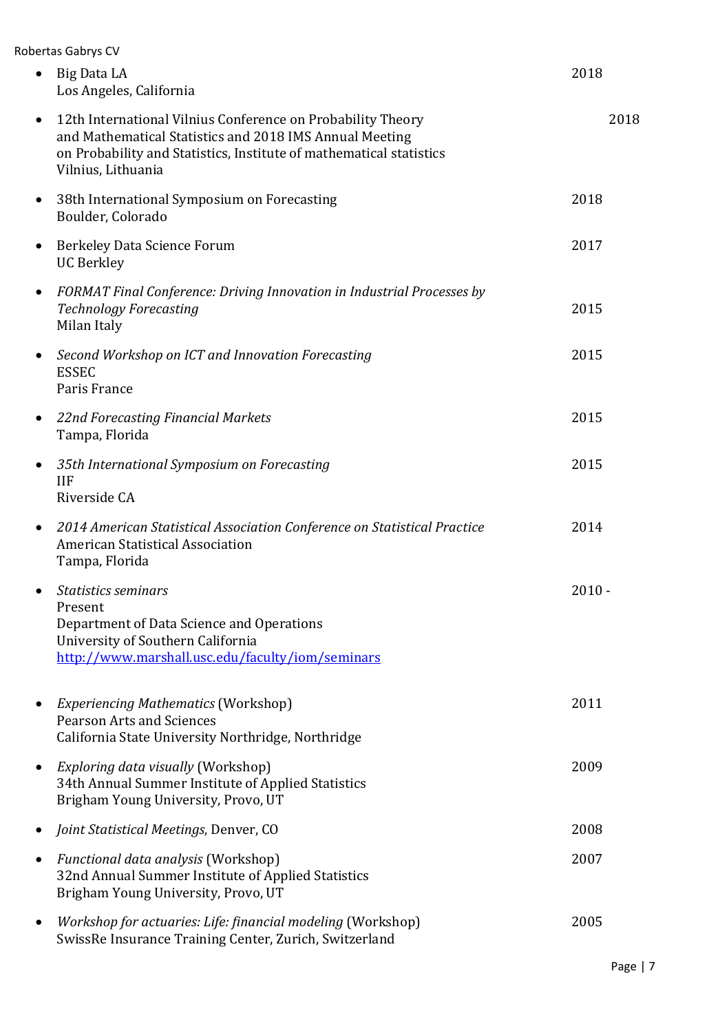- Big Data LA 2018
  Los Angeles, California
- 12th International Vilnius Conference on Probability Theory and Mathematical Statistics and 2018 IMS Annual Meeting on Probability and Statistics, Institute of mathematical statistics 2018
  Vilnius, Lithuania
- 38th International Symposium on Forecasting 2018
  Boulder, Colorado
- Berkeley Data Science Forum 2017
  UC Berkley
- *FORMAT Final Conference: Driving Innovation in Industrial Processes by Technology Forecasting* 2015
  Milan Italy
- *Second Workshop on ICT and Innovation Forecasting* 2015
  ESSEC
  Paris France
- *22nd Forecasting Financial Markets* 2015
  Tampa, Florida
- *35th International Symposium on Forecasting* 2015
  IIF
  Riverside CA
- *2014 American Statistical Association Conference on Statistical Practice* 2014
  American Statistical Association
  Tampa, Florida
- *Statistics seminars* 2010 - Present
  Department of Data Science and Operations
  University of Southern California
  http://www.marshall.usc.edu/faculty/iom/seminars
- *Experiencing Mathematics* (Workshop) 2011
  Pearson Arts and Sciences
  California State University Northridge, Northridge
- *Exploring data visually* (Workshop) 2009
  34th Annual Summer Institute of Applied Statistics
  Brigham Young University, Provo, UT
- *Joint Statistical Meetings*, Denver, CO 2008
- *Functional data analysis* (Workshop) 2007
  32nd Annual Summer Institute of Applied Statistics
  Brigham Young University, Provo, UT
- *Workshop for actuaries: Life: financial modeling* (Workshop) 2005
  SwissRe Insurance Training Center, Zurich, Switzerland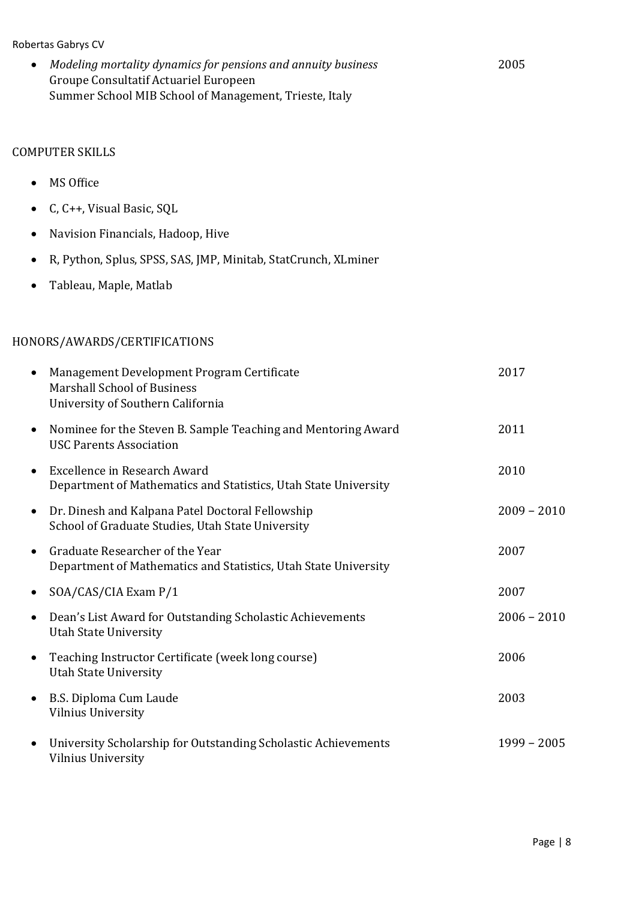- *Modeling mortality dynamics for pensions and annuity business* 2005
  Groupe Consultatif Actuariel Europeen
  Summer School MIB School of Management, Trieste, Italy

## COMPUTER SKILLS

- MS Office
- C, C++, Visual Basic, SQL
- Navision Financials, Hadoop, Hive
- R, Python, Splus, SPSS, SAS, JMP, Minitab, StatCrunch, XLminer
- Tableau, Maple, Matlab

## HONORS/AWARDS/CERTIFICATIONS

- Management Development Program Certificate 2017
  Marshall School of Business
  University of Southern California
- Nominee for the Steven B. Sample Teaching and Mentoring Award 2011
  USC Parents Association
- Excellence in Research Award 2010
  Department of Mathematics and Statistics, Utah State University
- Dr. Dinesh and Kalpana Patel Doctoral Fellowship 2009 – 2010
  School of Graduate Studies, Utah State University
- Graduate Researcher of the Year 2007
  Department of Mathematics and Statistics, Utah State University
- SOA/CAS/CIA Exam P/1 2007
- Dean's List Award for Outstanding Scholastic Achievements 2006 – 2010
  Utah State University
- Teaching Instructor Certificate (week long course) 2006
  Utah State University
- B.S. Diploma Cum Laude 2003
  Vilnius University
- University Scholarship for Outstanding Scholastic Achievements 1999 – 2005
  Vilnius University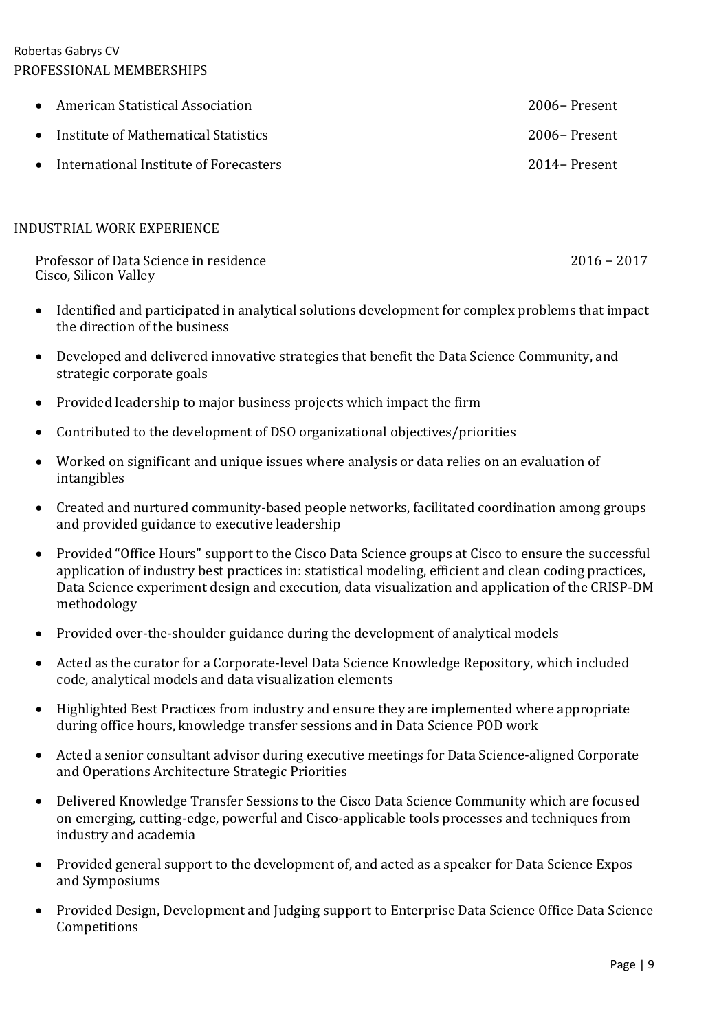## PROFESSIONAL MEMBERSHIPS

- American Statistical Association 2006– Present
- Institute of Mathematical Statistics 2006– Present
- International Institute of Forecasters 2014– Present

## INDUSTRIAL WORK EXPERIENCE

Professor of Data Science in residence 2016 – 2017
Cisco, Silicon Valley

- Identified and participated in analytical solutions development for complex problems that impact the direction of the business
- Developed and delivered innovative strategies that benefit the Data Science Community, and strategic corporate goals
- Provided leadership to major business projects which impact the firm
- Contributed to the development of DSO organizational objectives/priorities
- Worked on significant and unique issues where analysis or data relies on an evaluation of intangibles
- Created and nurtured community-based people networks, facilitated coordination among groups and provided guidance to executive leadership
- Provided "Office Hours" support to the Cisco Data Science groups at Cisco to ensure the successful application of industry best practices in: statistical modeling, efficient and clean coding practices, Data Science experiment design and execution, data visualization and application of the CRISP-DM methodology
- Provided over-the-shoulder guidance during the development of analytical models
- Acted as the curator for a Corporate-level Data Science Knowledge Repository, which included code, analytical models and data visualization elements
- Highlighted Best Practices from industry and ensure they are implemented where appropriate during office hours, knowledge transfer sessions and in Data Science POD work
- Acted a senior consultant advisor during executive meetings for Data Science-aligned Corporate and Operations Architecture Strategic Priorities
- Delivered Knowledge Transfer Sessions to the Cisco Data Science Community which are focused on emerging, cutting-edge, powerful and Cisco-applicable tools processes and techniques from industry and academia
- Provided general support to the development of, and acted as a speaker for Data Science Expos and Symposiums
- Provided Design, Development and Judging support to Enterprise Data Science Office Data Science Competitions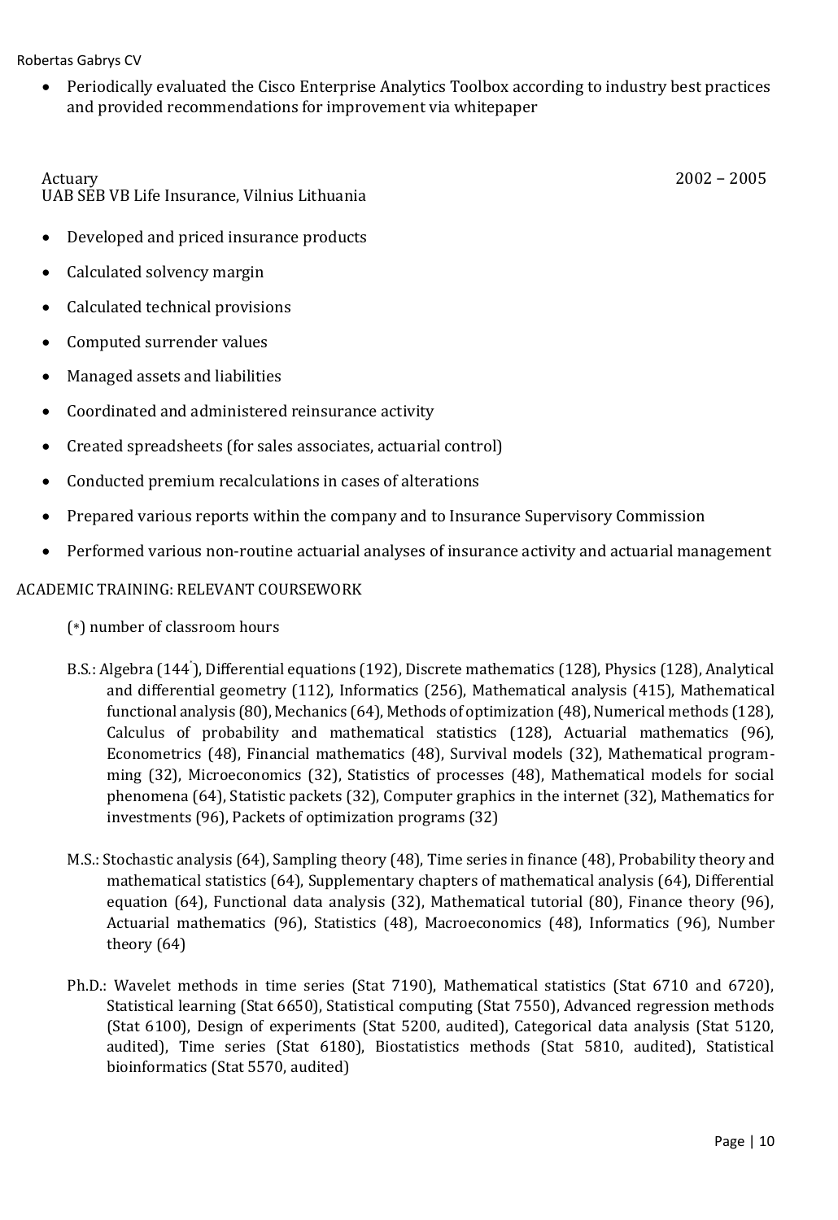- Periodically evaluated the Cisco Enterprise Analytics Toolbox according to industry best practices and provided recommendations for improvement via whitepaper

Actuary 2002 – 2005
UAB SEB VB Life Insurance, Vilnius Lithuania

- Developed and priced insurance products
- Calculated solvency margin
- Calculated technical provisions
- Computed surrender values
- Managed assets and liabilities
- Coordinated and administered reinsurance activity
- Created spreadsheets (for sales associates, actuarial control)
- Conducted premium recalculations in cases of alterations
- Prepared various reports within the company and to Insurance Supervisory Commission
- Performed various non-routine actuarial analyses of insurance activity and actuarial management

ACADEMIC TRAINING: RELEVANT COURSEWORK

(*) number of classroom hours

B.S.: Algebra (144*), Differential equations (192), Discrete mathematics (128), Physics (128), Analytical and differential geometry (112), Informatics (256), Mathematical analysis (415), Mathematical functional analysis (80), Mechanics (64), Methods of optimization (48), Numerical methods (128), Calculus of probability and mathematical statistics (128), Actuarial mathematics (96), Econometrics (48), Financial mathematics (48), Survival models (32), Mathematical programming (32), Microeconomics (32), Statistics of processes (48), Mathematical models for social phenomena (64), Statistic packets (32), Computer graphics in the internet (32), Mathematics for investments (96), Packets of optimization programs (32)

M.S.: Stochastic analysis (64), Sampling theory (48), Time series in finance (48), Probability theory and mathematical statistics (64), Supplementary chapters of mathematical analysis (64), Differential equation (64), Functional data analysis (32), Mathematical tutorial (80), Finance theory (96), Actuarial mathematics (96), Statistics (48), Macroeconomics (48), Informatics (96), Number theory (64)

Ph.D.: Wavelet methods in time series (Stat 7190), Mathematical statistics (Stat 6710 and 6720), Statistical learning (Stat 6650), Statistical computing (Stat 7550), Advanced regression methods (Stat 6100), Design of experiments (Stat 5200, audited), Categorical data analysis (Stat 5120, audited), Time series (Stat 6180), Biostatistics methods (Stat 5810, audited), Statistical bioinformatics (Stat 5570, audited)